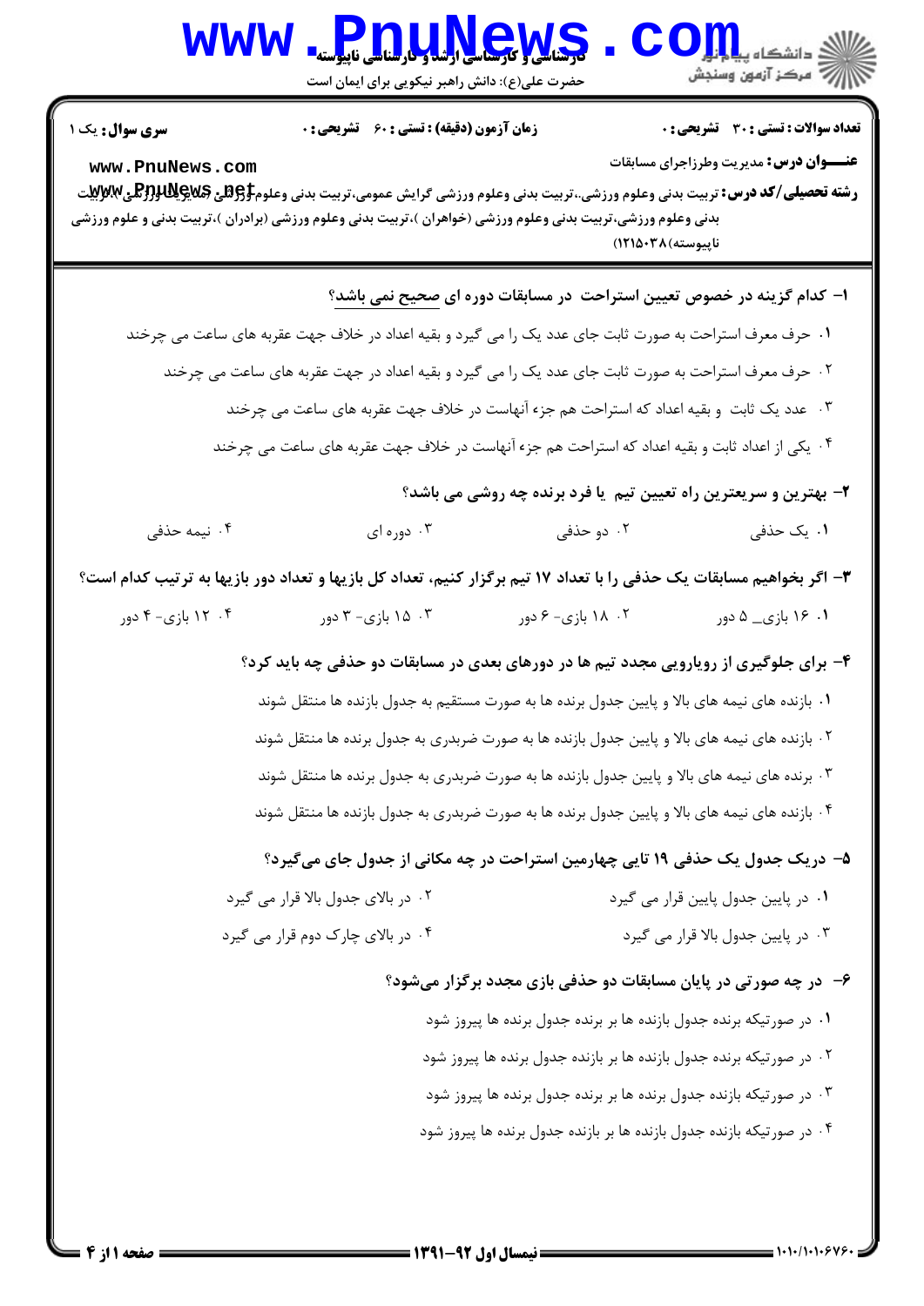کارشناسی و کارشناسی ارشد و کارشناسی ناپیوسته

حضرت علی(ع): دانش راهبر نیکویی برای ایمان است

**سری سوال:** یک ۱

**زمان آزمون (دقیقه) : تستی :** ۶۰ **تشریحی :** ۰

**تعداد سوالات : تستی :** ۳۰ **تشریحی :** ۰

**عنـــوان درس:** مدیریت وطرزاجرای مسابقات

**رشته تحصیلی/کد درس:** تربیت بدنی وعلوم ورزشی،.تربیت بدنی وعلوم ورزشی گرایش عمومی،تربیت بدنی وعلوم ورزشی (خواهران)،تربیت بدنی وعلوم ورزشی،تربیت بدنی وعلوم ورزشی (خواهران )،تربیت بدنی وعلوم ورزشی (برادران )،تربیت بدنی و علوم ورزشی ناپیوسته)۱۲۱۵۰۳۸(

**۱- کدام گزینه در خصوص تعیین استراحت در مسابقات دوره ای صحیح نمی باشد؟**

۱. حرف معرف استراحت به صورت ثابت جای عدد یک را می گیرد و بقیه اعداد در خلاف جهت عقربه های ساعت می چرخند

۲. حرف معرف استراحت به صورت ثابت جای عدد یک را می گیرد و بقیه اعداد در جهت عقربه های ساعت می چرخند

۳. عدد یک ثابت و بقیه اعداد که استراحت هم جزء آنهاست در خلاف جهت عقربه های ساعت می چرخند

۴. یکی از اعداد ثابت و بقیه اعداد که استراحت هم جزء آنهاست در خلاف جهت عقربه های ساعت می چرخند

**۲- بهترین و سریعترین راه تعیین تیم یا فرد برنده چه روشی می باشد؟**

۱. یک حذفی ۲. دو حذفی ۳. دوره ای ۴. نیمه حذفی

**۳- اگر بخواهیم مسابقات یک حذفی را با تعداد ۱۷ تیم برگزار کنیم، تعداد کل بازیها و تعداد دور بازیها به ترتیب کدام است؟**

۱. ۱۶ بازی_ ۵ دور ۲. ۱۸ بازی- ۶ دور ۳. ۱۵ بازی- ۳ دور ۴. ۱۲ بازی- ۴ دور

**۴- برای جلوگیری از رویارویی مجدد تیم ها در دورهای بعدی در مسابقات دو حذفی چه باید کرد؟**

۱. بازنده های نیمه های بالا و پایین جدول برنده ها به صورت مستقیم به جدول بازنده ها منتقل شوند

۲. بازنده های نیمه های بالا و پایین جدول بازنده ها به صورت ضربدری به جدول برنده ها منتقل شوند

۳. برنده های نیمه های بالا و پایین جدول بازنده ها به صورت ضربدری به جدول برنده ها منتقل شوند

۴. بازنده های نیمه های بالا و پایین جدول برنده ها به صورت ضربدری به جدول بازنده ها منتقل شوند

**۵- دریک جدول یک حذفی ۱۹ تایی چهارمین استراحت در چه مکانی از جدول جای می‌گیرد؟**

۱. در پایین جدول پایین قرار می گیرد ۲. در بالای جدول بالا قرار می گیرد

۳. در پایین جدول بالا قرار می گیرد ۴. در بالای چارک دوم قرار می گیرد

**۶- در چه صورتی در پایان مسابقات دو حذفی بازی مجدد برگزار می‌شود؟**

۱. در صورتیکه برنده جدول بازنده ها بر برنده جدول برنده ها پیروز شود

۲. در صورتیکه برنده جدول بازنده ها بر بازنده جدول برنده ها پیروز شود

۳. در صورتیکه بازنده جدول برنده ها بر برنده جدول برنده ها پیروز شود

۴. در صورتیکه بازنده جدول بازنده ها بر بازنده جدول برنده ها پیروز شود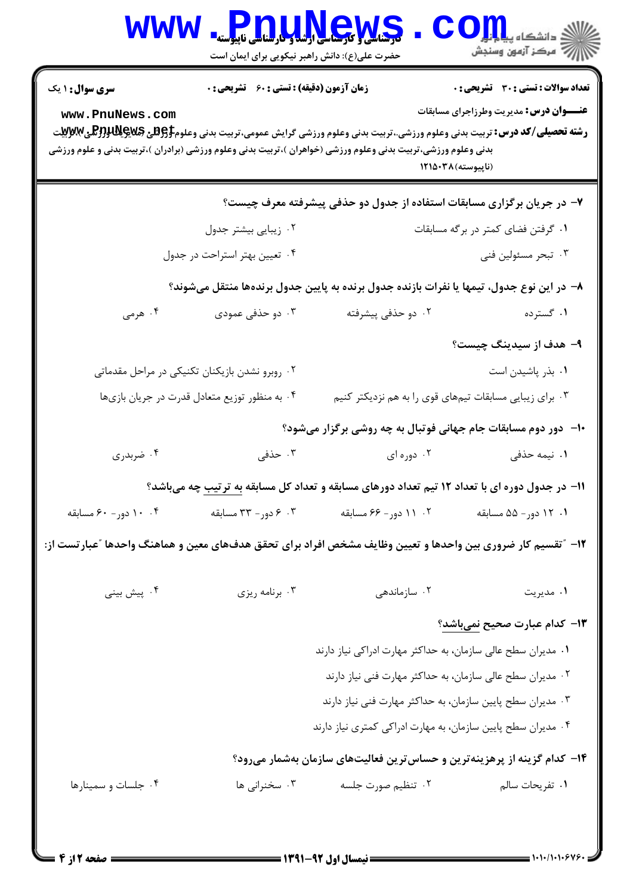**سری سوال:** ۱ یک　　**زمان آزمون (دقیقه) : تستی : ۶۰ تشریحی : ۰**　　**تعداد سوالات : تستی : ۳۰ تشریحی : ۰**

**عنـــوان درس:** مدیریت وطرزاجرای مسابقات

**رشته تحصیلی/کد درس:** تربیت بدنی وعلوم ورزشی،.تربیت بدنی وعلوم ورزشی گرایش عمومی،تربیت بدنی وعلوم ورزشی گرایش ورزشی،تربیت بدنی وعلوم ورزشی،تربیت بدنی وعلوم ورزشی (خواهران )،تربیت بدنی وعلوم ورزشی (برادران )،تربیت بدنی و علوم ورزشی (ناپیوسته)۱۲۱۵۰۳۸

۷- در جریان برگزاری مسابقات استفاده از جدول دو حذفی پیشرفته معرف چیست؟

۱. گرفتن فضای کمتر در برگه مسابقات
۲. زیبایی بیشتر جدول
۳. تبحر مسئولین فنی
۴. تعیین بهتر استراحت در جدول

۸- در این نوع جدول، تیمها یا نفرات بازنده جدول برنده به پایین جدول برنده‌ها منتقل می‌شوند؟

۱. گسترده
۲. دو حذفی پیشرفته
۳. دو حذفی عمودی
۴. هرمی

۹- هدف از سیدینگ چیست؟

۱. بذر پاشیدن است
۲. روبرو نشدن بازیکنان تکنیکی در مراحل مقدماتی
۳. برای زیبایی مسابقات تیم‌های قوی را به هم نزدیکتر کنیم
۴. به منظور توزیع متعادل قدرت در جریان بازی‌ها

۱۰- دور دوم مسابقات جام جهانی فوتبال به چه روشی برگزار می‌شود؟

۱. نیمه حذفی
۲. دوره ای
۳. حذفی
۴. ضربدری

۱۱- در جدول دوره ای با تعداد ۱۲ تیم تعداد دورهای مسابقه و تعداد کل مسابقه به ترتیب چه می‌باشد؟

۱. ۱۲ دور- ۵۵ مسابقه
۲. ۱۱ دور- ۶۶ مسابقه
۳. ۶ دور- ۳۳ مسابقه
۴. ۱۰ دور- ۶۰ مسابقه

۱۲- "تقسیم کار ضروری بین واحدها و تعیین وظایف مشخص افراد برای تحقق هدف‌های معین و هماهنگ واحدها "عبارتست از:

۱. مدیریت
۲. سازماندهی
۳. برنامه ریزی
۴. پیش بینی

۱۳- کدام عبارت صحیح نمی‌باشد؟

۱. مدیران سطح عالی سازمان، به حداکثر مهارت ادراکی نیاز دارند
۲. مدیران سطح عالی سازمان، به حداکثر مهارت فنی نیاز دارند
۳. مدیران سطح پایین سازمان، به حداکثر مهارت فنی نیاز دارند
۴. مدیران سطح پایین سازمان، به مهارت ادراکی کمتری نیاز دارند

۱۴- کدام گزینه از پرهزینه‌ترین و حساس‌ترین فعالیت‌های سازمان به‌شمار می‌رود؟

۱. تفریحات سالم
۲. تنظیم صورت جلسه
۳. سخنرانی ها
۴. جلسات و سمینارها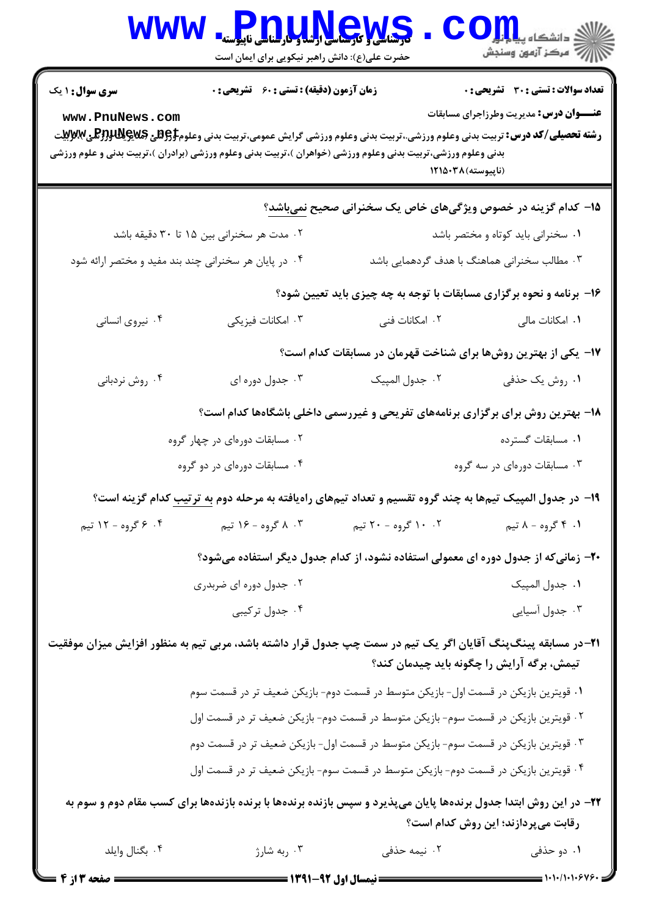**سری سوال:** ۱ یک | **زمان آزمون (دقیقه) : تستی :** ۶۰ **تشریحی :** ۰ | **تعداد سوالات : تستی :** ۳۰ **تشریحی :** ۰

**عنـــوان درس:** مدیریت وطرزاجرای مسابقات

**رشته تحصیلی/کد درس:** تربیت بدنی وعلوم ورزشی،.تربیت بدنی وعلوم ورزشی گرایش عمومی،تربیت بدنی وعلوم ورزشی گرایش مدیریت ورزشی،تربیت بدنی وعلوم ورزشی،تربیت بدنی وعلوم ورزشی (خواهران )،تربیت بدنی وعلوم ورزشی (برادران )،تربیت بدنی و علوم ورزشی (ناپیوسته)۱۲۱۵۰۳۸

۱۵- کدام گزینه در خصوص ویژگی‌های خاص یک سخنرانی صحیح نمی‌باشد؟

۱. سخنرانی باید کوتاه و مختصر باشد

۲. مدت هر سخنرانی بین ۱۵ تا ۳۰ دقیقه باشد

۳. مطالب سخنرانی هماهنگ با هدف گردهمایی باشد

۴. در پایان هر سخنرانی چند بند مفید و مختصر ارائه شود

۱۶- برنامه و نحوه برگزاری مسابقات با توجه به چه چیزی باید تعیین شود؟

۱. امکانات مالی
۲. امکانات فنی
۳. امکانات فیزیکی
۴. نیروی انسانی

۱۷- یکی از بهترین روش‌ها برای شناخت قهرمان در مسابقات کدام است؟

۱. روش یک حذفی
۲. جدول المپیک
۳. جدول دوره ای
۴. روش نردبانی

۱۸- بهترین روش برای برگزاری برنامه‌های تفریحی و غیررسمی داخلی باشگاه‌ها کدام است؟

۱. مسابقات گسترده

۲. مسابقات دوره‌ای در چهار گروه

۳. مسابقات دوره‌ای در سه گروه

۴. مسابقات دوره‌ای در دو گروه

۱۹- در جدول المپیک تیم‌ها به چند گروه تقسیم و تعداد تیم‌های راه‌یافته به مرحله دوم به ترتیب کدام گزینه است؟

۱. ۴ گروه - ۸ تیم
۲. ۱۰ گروه - ۲۰ تیم
۳. ۸ گروه - ۱۶ تیم
۴. ۶ گروه - ۱۲ تیم

۲۰- زمانی‌که از جدول دوره ای معمولی استفاده نشود، از کدام جدول دیگر استفاده می‌شود؟

۱. جدول المپیک

۲. جدول دوره ای ضربدری

۳. جدول آسیایی

۴. جدول ترکیبی

۲۱- در مسابقه پینگ‌پنگ آقایان اگر یک تیم در سمت چپ جدول قرار داشته باشد، مربی تیم به منظور افزایش میزان موفقیت تیمش، برگه آرایش را چگونه باید چیدمان کند؟

۱. قویترین بازیکن در قسمت اول- بازیکن متوسط در قسمت دوم- بازیکن ضعیف تر در قسمت سوم

۲. قویترین بازیکن در قسمت سوم- بازیکن متوسط در قسمت دوم- بازیکن ضعیف تر در قسمت اول

۳. قویترین بازیکن در قسمت سوم- بازیکن متوسط در قسمت اول- بازیکن ضعیف تر در قسمت دوم

۴. قویترین بازیکن در قسمت دوم- بازیکن متوسط در قسمت سوم- بازیکن ضعیف تر در قسمت اول

۲۲- در این روش ابتدا جدول برنده‌ها پایان می‌پذیرد و سپس بازنده برنده‌ها با برنده بازنده‌ها برای کسب مقام دوم و سوم به رقابت می‌پردازند؛ این روش کدام است؟

۱. دو حذفی
۲. نیمه حذفی
۳. ربه شارژ
۴. بگنال وایلد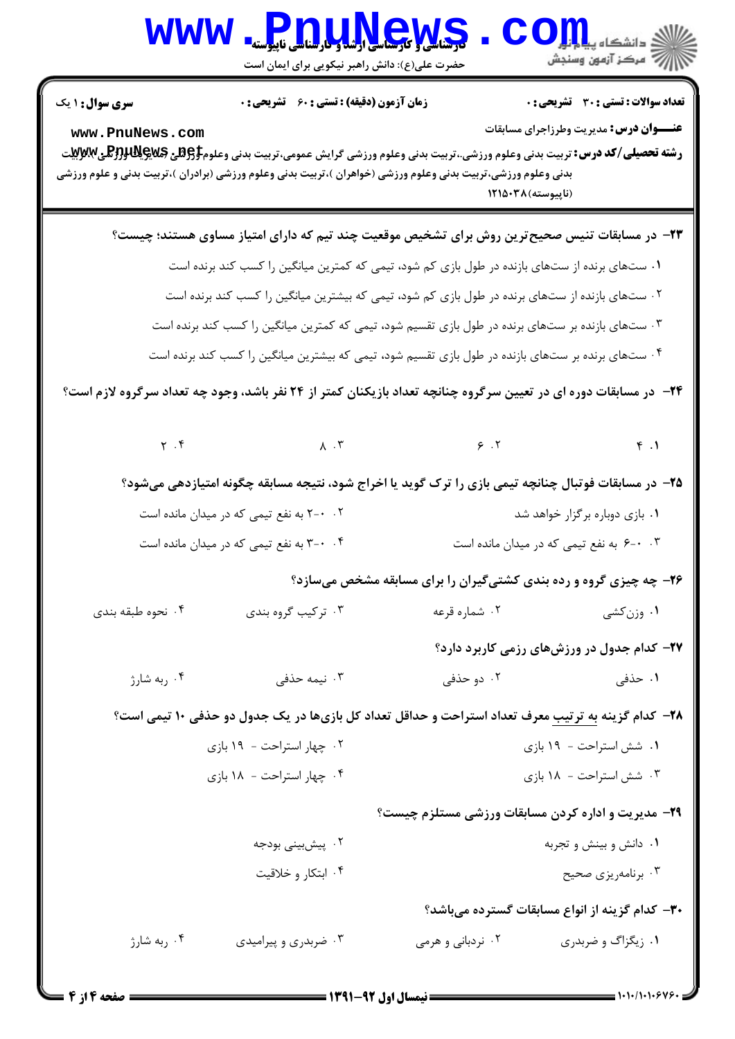**سری سوال:** ۱ یک

**زمان آزمون (دقیقه):** تستی: ۶۰ تشریحی: ۰

**تعداد سوالات:** تستی: ۳۰ تشریحی: ۰

**عنـــوان درس:** مدیریت وطرزاجرای مسابقات

**رشته تحصیلی/کد درس:** تربیت بدنی وعلوم ورزشی،.تربیت بدنی وعلوم ورزشی گرایش عمومی،تربیت بدنی وعلوم ورزشی گرایش ورزشی ،تربیت بدنی وعلوم ورزشی،تربیت بدنی وعلوم ورزشی (خواهران )،تربیت بدنی وعلوم ورزشی (برادران )،تربیت بدنی و علوم ورزشی (ناپیوسته)۱۲۱۵۰۳۸

۲۳- در مسابقات تنیس صحیح‌ترین روش برای تشخیص موقعیت چند تیم که دارای امتیاز مساوی هستند؛ چیست؟

۱. ست‌های برنده از ست‌های بازنده در طول بازی کم شود، تیمی که کمترین میانگین را کسب کند برنده است

۲. ست‌های بازنده از ست‌های برنده در طول بازی کم شود، تیمی که بیشترین میانگین را کسب کند برنده است

۳. ست‌های بازنده بر ست‌های برنده در طول بازی تقسیم شود، تیمی که کمترین میانگین را کسب کند برنده است

۴. ست‌های برنده بر ست‌های بازنده در طول بازی تقسیم شود، تیمی که بیشترین میانگین را کسب کند برنده است

۲۴- در مسابقات دوره ای در تعیین سرگروه چنانچه تعداد بازیکنان کمتر از ۲۴ نفر باشد، وجود چه تعداد سرگروه لازم است؟

۱. ۴ ۲. ۶ ۳. ۸ ۴. ۲

۲۵- در مسابقات فوتبال چنانچه تیمی بازی را ترک گوید یا اخراج شود، نتیجه مسابقه چگونه امتیازدهی می‌شود؟

۱. بازی دوباره برگزار خواهد شد

۲. ۰-۲ به نفع تیمی که در میدان مانده است

۳. ۰-۶ به نفع تیمی که در میدان مانده است

۴. ۰-۳ به نفع تیمی که در میدان مانده است

۲۶- چه چیزی گروه و رده بندی کشتی‌گیران را برای مسابقه مشخص می‌سازد؟

۱. وزن‌کشی ۲. شماره قرعه ۳. ترکیب گروه بندی ۴. نحوه طبقه بندی

۲۷- کدام جدول در ورزش‌های رزمی کاربرد دارد؟

۱. حذفی ۲. دو حذفی ۳. نیمه حذفی ۴. ربه شارژ

۲۸- کدام گزینه به ترتیب معرف تعداد استراحت و حداقل تعداد کل بازی‌ها در یک جدول دو حذفی ۱۰ تیمی است؟

۱. شش استراحت - ۱۹ بازی

۲. چهار استراحت - ۱۹ بازی

۳. شش استراحت - ۱۸ بازی

۴. چهار استراحت - ۱۸ بازی

۲۹- مدیریت و اداره کردن مسابقات ورزشی مستلزم چیست؟

۱. دانش و بینش و تجربه

۲. پیش‌بینی بودجه

۳. برنامه‌ریزی صحیح

۴. ابتکار و خلاقیت

۳۰- کدام گزینه از انواع مسابقات گسترده می‌باشد؟

۱. زیگزاگ و ضربدری ۲. نردبانی و هرمی ۳. ضربدری و پیرامیدی ۴. ربه شارژ